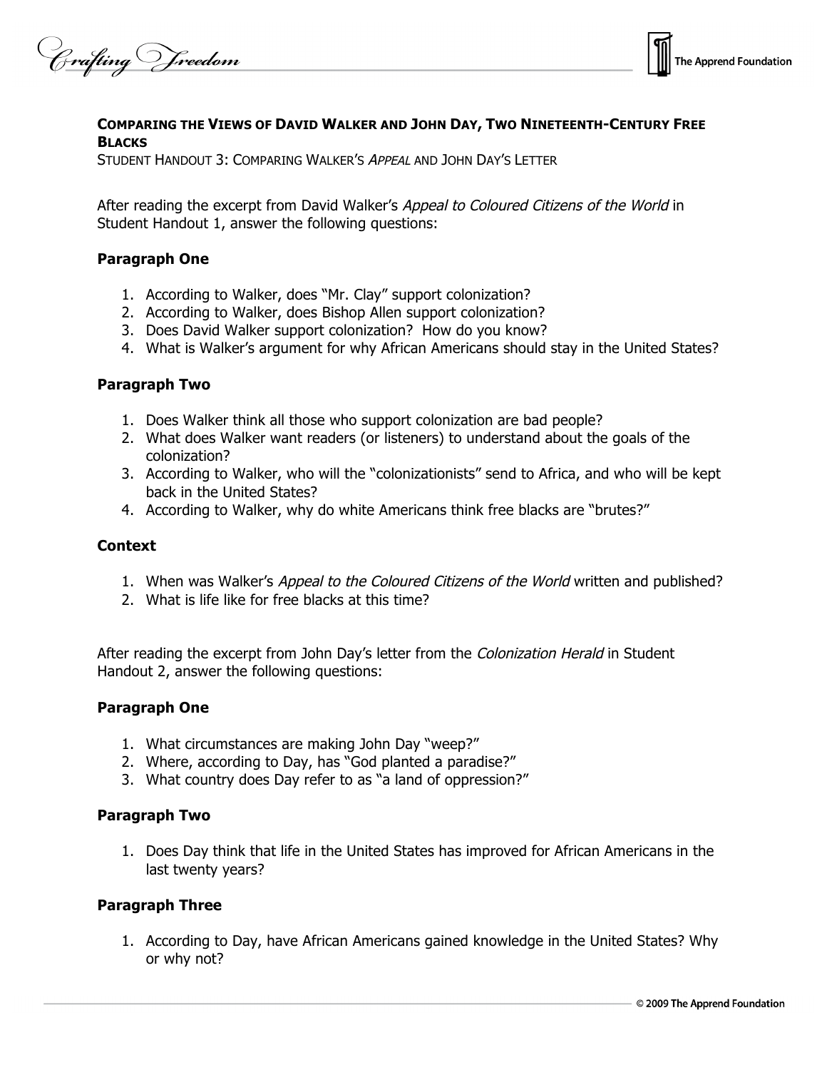## COMPARING THE VIEWS OF DAVID WALKER AND JOHN DAY, TWO NINETEENTH-CENTURY FREE BLACKS

STUDENT HANDOUT 3: COMPARING WALKER'S *APPEAL* AND JOHN DAY'S LETTER

After reading the excerpt from David Walker's *Appeal to Coloured Citizens of the World* in Student Handout 1, answer the following questions:

### Paragraph One

1. According to Walker, does "Mr. Clay" support colonization?
2. According to Walker, does Bishop Allen support colonization?
3. Does David Walker support colonization? How do you know?
4. What is Walker's argument for why African Americans should stay in the United States?

### Paragraph Two

1. Does Walker think all those who support colonization are bad people?
2. What does Walker want readers (or listeners) to understand about the goals of the colonization?
3. According to Walker, who will the "colonizationists" send to Africa, and who will be kept back in the United States?
4. According to Walker, why do white Americans think free blacks are "brutes?"

### Context

1. When was Walker's *Appeal to the Coloured Citizens of the World* written and published?
2. What is life like for free blacks at this time?

After reading the excerpt from John Day's letter from the *Colonization Herald* in Student Handout 2, answer the following questions:

### Paragraph One

1. What circumstances are making John Day "weep?"
2. Where, according to Day, has "God planted a paradise?"
3. What country does Day refer to as "a land of oppression?"

### Paragraph Two

1. Does Day think that life in the United States has improved for African Americans in the last twenty years?

### Paragraph Three

1. According to Day, have African Americans gained knowledge in the United States? Why or why not?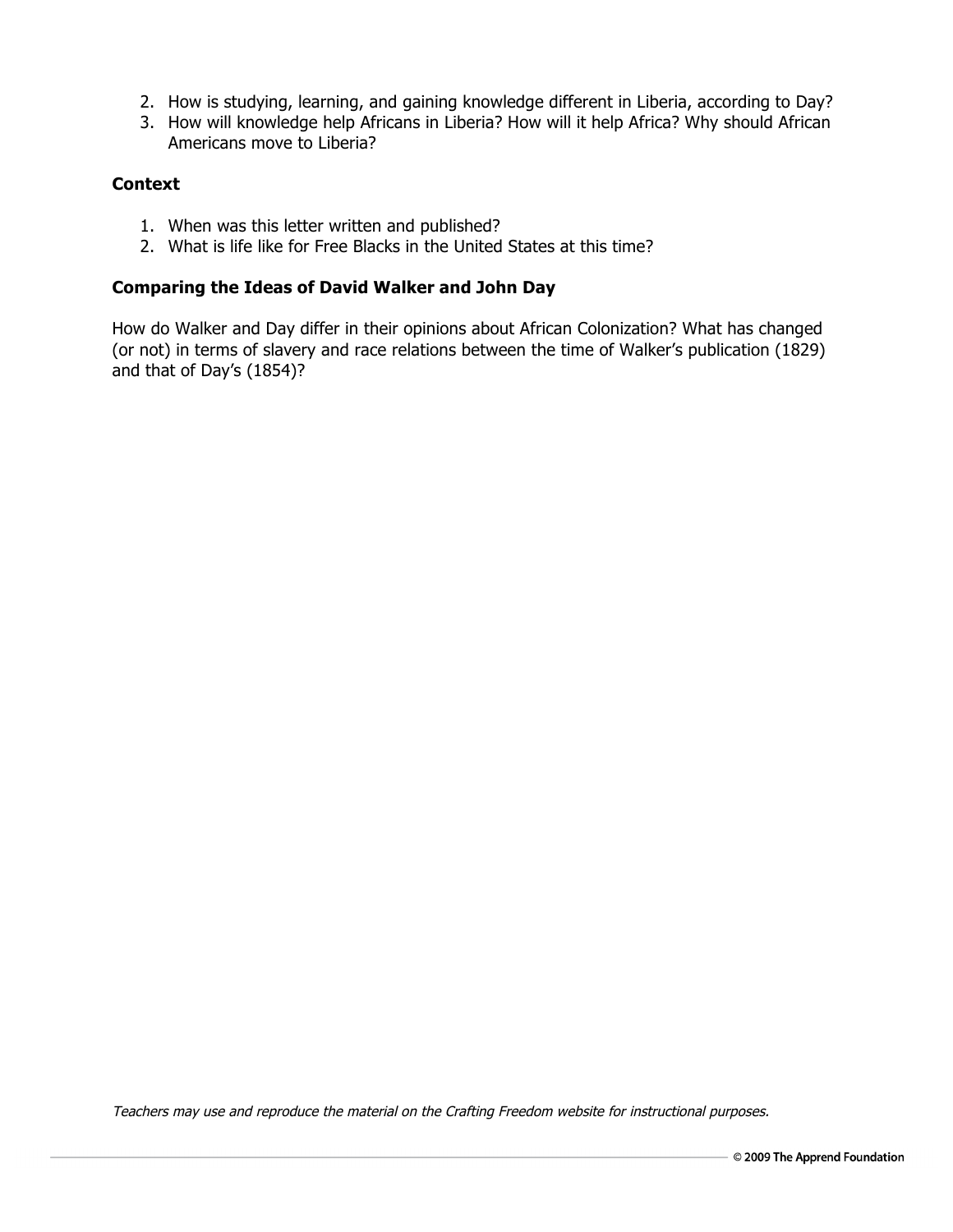2. How is studying, learning, and gaining knowledge different in Liberia, according to Day?
3. How will knowledge help Africans in Liberia? How will it help Africa? Why should African Americans move to Liberia?

### Context

1. When was this letter written and published?
2. What is life like for Free Blacks in the United States at this time?

### Comparing the Ideas of David Walker and John Day

How do Walker and Day differ in their opinions about African Colonization? What has changed (or not) in terms of slavery and race relations between the time of Walker's publication (1829) and that of Day's (1854)?

*Teachers may use and reproduce the material on the Crafting Freedom website for instructional purposes.*

© 2009 The Apprend Foundation